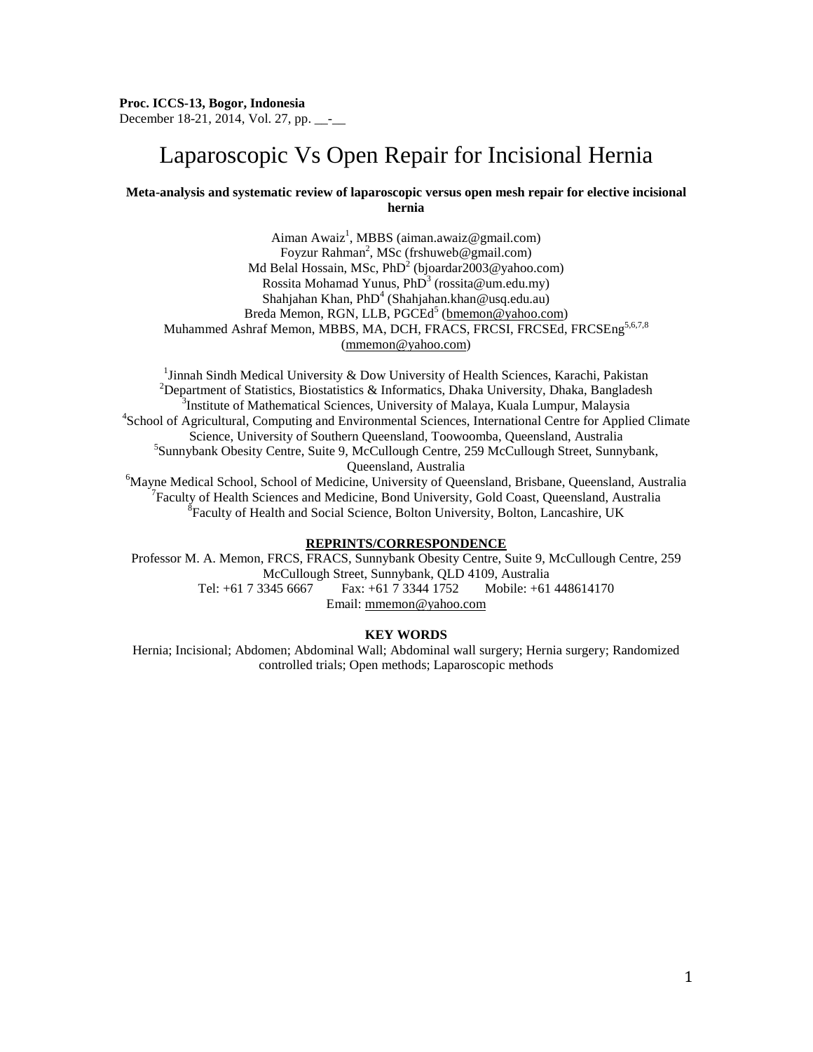**Proc. ICCS-13, Bogor, Indonesia**
December 18-21, 2014, Vol. 27, pp. __-__

# Laparoscopic Vs Open Repair for Incisional Hernia

**Meta-analysis and systematic review of laparoscopic versus open mesh repair for elective incisional hernia**

Aiman Awaiz[1], MBBS (aiman.awaiz@gmail.com)
Foyzur Rahman[2], MSc (frshuweb@gmail.com)
Md Belal Hossain, MSc, PhD[2] (bjoardar2003@yahoo.com)
Rossita Mohamad Yunus, PhD[3] (rossita@um.edu.my)
Shahjahan Khan, PhD[4] (Shahjahan.khan@usq.edu.au)
Breda Memon, RGN, LLB, PGCEd[5] (bmemon@yahoo.com)
Muhammed Ashraf Memon, MBBS, MA, DCH, FRACS, FRCSI, FRCSEd, FRCSEng[5,6,7,8] (mmemon@yahoo.com)

[1]Jinnah Sindh Medical University & Dow University of Health Sciences, Karachi, Pakistan
[2]Department of Statistics, Biostatistics & Informatics, Dhaka University, Dhaka, Bangladesh
[3]Institute of Mathematical Sciences, University of Malaya, Kuala Lumpur, Malaysia
[4]School of Agricultural, Computing and Environmental Sciences, International Centre for Applied Climate Science, University of Southern Queensland, Toowoomba, Queensland, Australia
[5]Sunnybank Obesity Centre, Suite 9, McCullough Centre, 259 McCullough Street, Sunnybank, Queensland, Australia
[6]Mayne Medical School, School of Medicine, University of Queensland, Brisbane, Queensland, Australia
[7]Faculty of Health Sciences and Medicine, Bond University, Gold Coast, Queensland, Australia
[8]Faculty of Health and Social Science, Bolton University, Bolton, Lancashire, UK

**REPRINTS/CORRESPONDENCE**

Professor M. A. Memon, FRCS, FRACS, Sunnybank Obesity Centre, Suite 9, McCullough Centre, 259 McCullough Street, Sunnybank, QLD 4109, Australia
Tel: +61 7 3345 6667 Fax: +61 7 3344 1752 Mobile: +61 448614170
Email: mmemon@yahoo.com

**KEY WORDS**

Hernia; Incisional; Abdomen; Abdominal Wall; Abdominal wall surgery; Hernia surgery; Randomized controlled trials; Open methods; Laparoscopic methods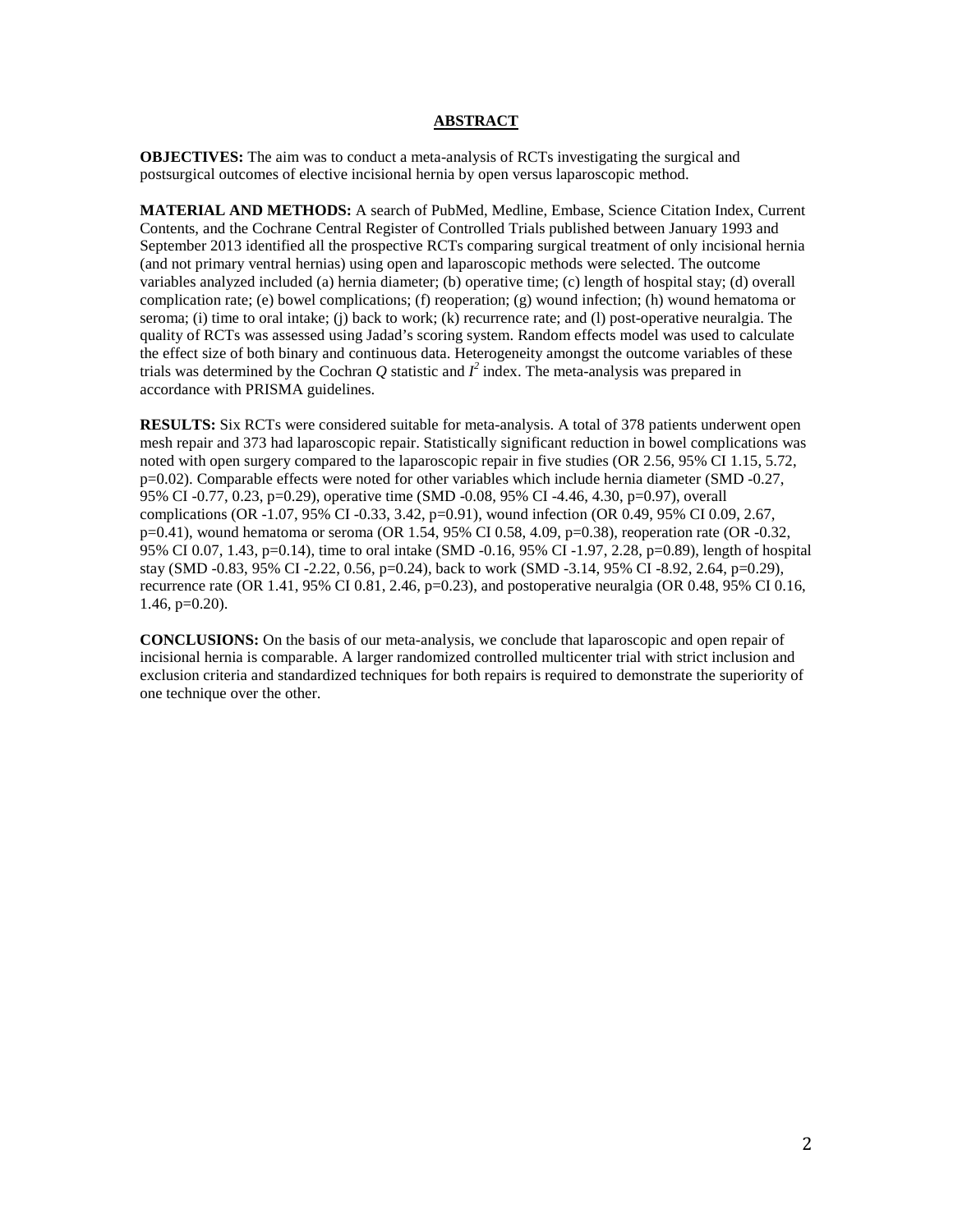## ABSTRACT

**OBJECTIVES:** The aim was to conduct a meta-analysis of RCTs investigating the surgical and postsurgical outcomes of elective incisional hernia by open versus laparoscopic method.

**MATERIAL AND METHODS:** A search of PubMed, Medline, Embase, Science Citation Index, Current Contents, and the Cochrane Central Register of Controlled Trials published between January 1993 and September 2013 identified all the prospective RCTs comparing surgical treatment of only incisional hernia (and not primary ventral hernias) using open and laparoscopic methods were selected. The outcome variables analyzed included (a) hernia diameter; (b) operative time; (c) length of hospital stay; (d) overall complication rate; (e) bowel complications; (f) reoperation; (g) wound infection; (h) wound hematoma or seroma; (i) time to oral intake; (j) back to work; (k) recurrence rate; and (l) post-operative neuralgia. The quality of RCTs was assessed using Jadad's scoring system. Random effects model was used to calculate the effect size of both binary and continuous data. Heterogeneity amongst the outcome variables of these trials was determined by the Cochran $Q$ statistic and $I^2$ index. The meta-analysis was prepared in accordance with PRISMA guidelines.

**RESULTS:** Six RCTs were considered suitable for meta-analysis. A total of 378 patients underwent open mesh repair and 373 had laparoscopic repair. Statistically significant reduction in bowel complications was noted with open surgery compared to the laparoscopic repair in five studies (OR 2.56, 95% CI 1.15, 5.72, p=0.02). Comparable effects were noted for other variables which include hernia diameter (SMD -0.27, 95% CI -0.77, 0.23, p=0.29), operative time (SMD -0.08, 95% CI -4.46, 4.30, p=0.97), overall complications (OR -1.07, 95% CI -0.33, 3.42, p=0.91), wound infection (OR 0.49, 95% CI 0.09, 2.67, p=0.41), wound hematoma or seroma (OR 1.54, 95% CI 0.58, 4.09, p=0.38), reoperation rate (OR -0.32, 95% CI 0.07, 1.43, p=0.14), time to oral intake (SMD -0.16, 95% CI -1.97, 2.28, p=0.89), length of hospital stay (SMD -0.83, 95% CI -2.22, 0.56, p=0.24), back to work (SMD -3.14, 95% CI -8.92, 2.64, p=0.29), recurrence rate (OR 1.41, 95% CI 0.81, 2.46, p=0.23), and postoperative neuralgia (OR 0.48, 95% CI 0.16, 1.46, p=0.20).

**CONCLUSIONS:** On the basis of our meta-analysis, we conclude that laparoscopic and open repair of incisional hernia is comparable. A larger randomized controlled multicenter trial with strict inclusion and exclusion criteria and standardized techniques for both repairs is required to demonstrate the superiority of one technique over the other.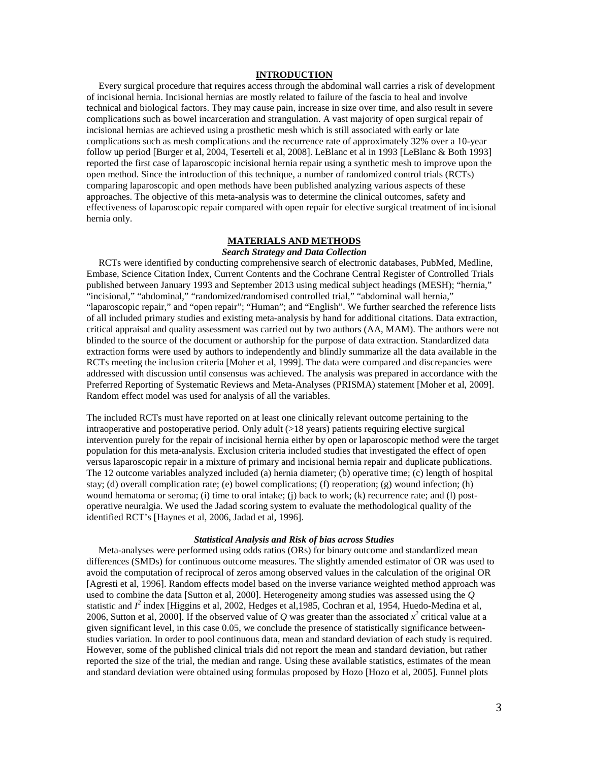## INTRODUCTION

Every surgical procedure that requires access through the abdominal wall carries a risk of development of incisional hernia. Incisional hernias are mostly related to failure of the fascia to heal and involve technical and biological factors. They may cause pain, increase in size over time, and also result in severe complications such as bowel incarceration and strangulation. A vast majority of open surgical repair of incisional hernias are achieved using a prosthetic mesh which is still associated with early or late complications such as mesh complications and the recurrence rate of approximately 32% over a 10-year follow up period [Burger et al, 2004, Teserteli et al, 2008]. LeBlanc et al in 1993 [LeBlanc & Both 1993] reported the first case of laparoscopic incisional hernia repair using a synthetic mesh to improve upon the open method. Since the introduction of this technique, a number of randomized control trials (RCTs) comparing laparoscopic and open methods have been published analyzing various aspects of these approaches. The objective of this meta-analysis was to determine the clinical outcomes, safety and effectiveness of laparoscopic repair compared with open repair for elective surgical treatment of incisional hernia only.

## MATERIALS AND METHODS

### *Search Strategy and Data Collection*

RCTs were identified by conducting comprehensive search of electronic databases, PubMed, Medline, Embase, Science Citation Index, Current Contents and the Cochrane Central Register of Controlled Trials published between January 1993 and September 2013 using medical subject headings (MESH); "hernia," "incisional," "abdominal," "randomized/randomised controlled trial," "abdominal wall hernia," "laparoscopic repair," and "open repair"; "Human"; and "English". We further searched the reference lists of all included primary studies and existing meta-analysis by hand for additional citations. Data extraction, critical appraisal and quality assessment was carried out by two authors (AA, MAM). The authors were not blinded to the source of the document or authorship for the purpose of data extraction. Standardized data extraction forms were used by authors to independently and blindly summarize all the data available in the RCTs meeting the inclusion criteria [Moher et al, 1999]. The data were compared and discrepancies were addressed with discussion until consensus was achieved. The analysis was prepared in accordance with the Preferred Reporting of Systematic Reviews and Meta-Analyses (PRISMA) statement [Moher et al, 2009]. Random effect model was used for analysis of all the variables.

The included RCTs must have reported on at least one clinically relevant outcome pertaining to the intraoperative and postoperative period. Only adult (>18 years) patients requiring elective surgical intervention purely for the repair of incisional hernia either by open or laparoscopic method were the target population for this meta-analysis. Exclusion criteria included studies that investigated the effect of open versus laparoscopic repair in a mixture of primary and incisional hernia repair and duplicate publications. The 12 outcome variables analyzed included (a) hernia diameter; (b) operative time; (c) length of hospital stay; (d) overall complication rate; (e) bowel complications; (f) reoperation; (g) wound infection; (h) wound hematoma or seroma; (i) time to oral intake; (j) back to work; (k) recurrence rate; and (l) post-operative neuralgia. We used the Jadad scoring system to evaluate the methodological quality of the identified RCT's [Haynes et al, 2006, Jadad et al, 1996].

### *Statistical Analysis and Risk of bias across Studies*

Meta-analyses were performed using odds ratios (ORs) for binary outcome and standardized mean differences (SMDs) for continuous outcome measures. The slightly amended estimator of OR was used to avoid the computation of reciprocal of zeros among observed values in the calculation of the original OR [Agresti et al, 1996]. Random effects model based on the inverse variance weighted method approach was used to combine the data [Sutton et al, 2000]. Heterogeneity among studies was assessed using the $Q$ statistic and $I^2$ index [Higgins et al, 2002, Hedges et al,1985, Cochran et al, 1954, Huedo-Medina et al, 2006, Sutton et al, 2000]. If the observed value of $Q$ was greater than the associated $x^2$ critical value at a given significant level, in this case 0.05, we conclude the presence of statistically significance between-studies variation. In order to pool continuous data, mean and standard deviation of each study is required. However, some of the published clinical trials did not report the mean and standard deviation, but rather reported the size of the trial, the median and range. Using these available statistics, estimates of the mean and standard deviation were obtained using formulas proposed by Hozo [Hozo et al, 2005]. Funnel plots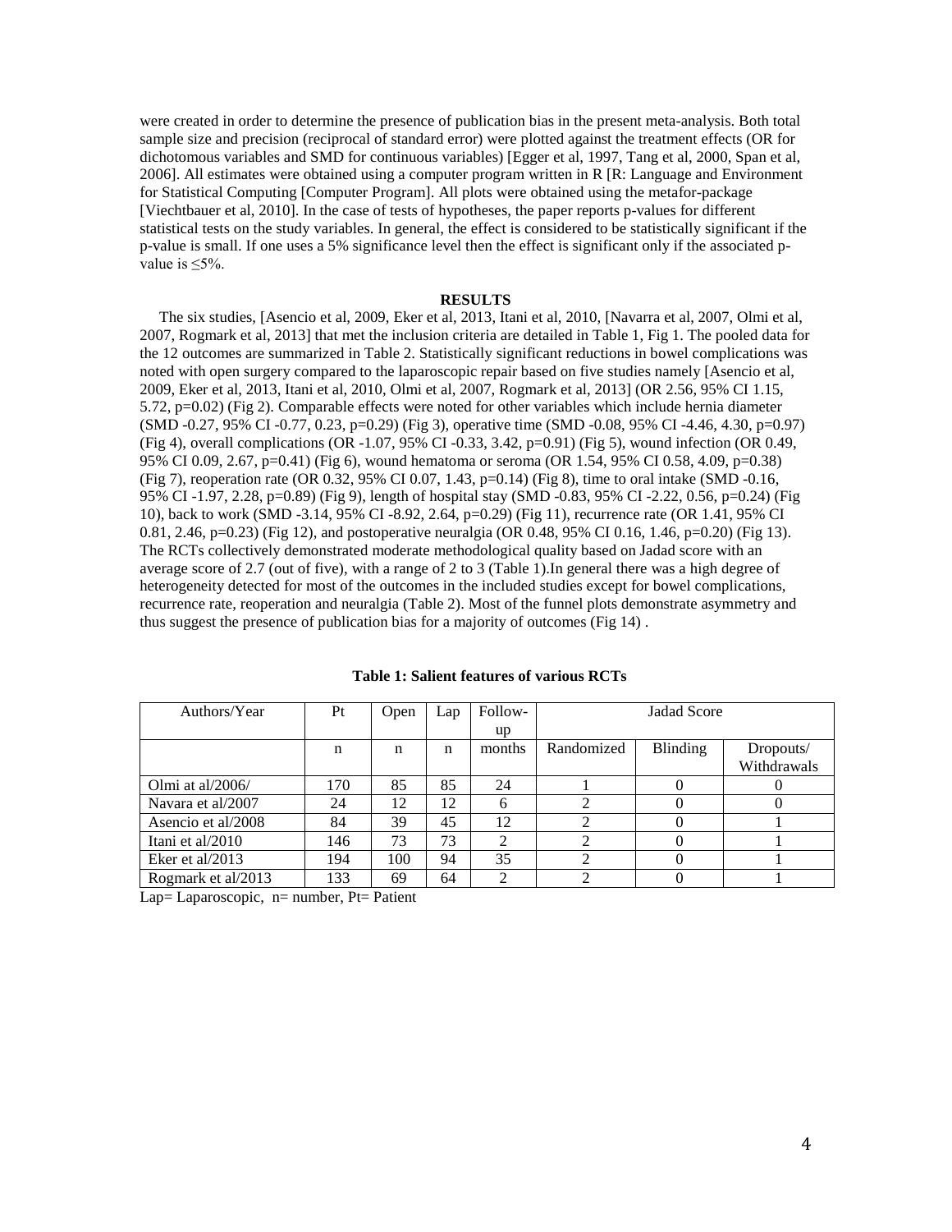were created in order to determine the presence of publication bias in the present meta-analysis. Both total sample size and precision (reciprocal of standard error) were plotted against the treatment effects (OR for dichotomous variables and SMD for continuous variables) [Egger et al, 1997, Tang et al, 2000, Span et al, 2006]. All estimates were obtained using a computer program written in R [R: Language and Environment for Statistical Computing [Computer Program]. All plots were obtained using the metafor-package [Viechtbauer et al, 2010]. In the case of tests of hypotheses, the paper reports p-values for different statistical tests on the study variables. In general, the effect is considered to be statistically significant if the p-value is small. If one uses a 5% significance level then the effect is significant only if the associated p-value is ≤5%.

**RESULTS**

The six studies, [Asencio et al, 2009, Eker et al, 2013, Itani et al, 2010, [Navarra et al, 2007, Olmi et al, 2007, Rogmark et al, 2013] that met the inclusion criteria are detailed in Table 1, Fig 1. The pooled data for the 12 outcomes are summarized in Table 2. Statistically significant reductions in bowel complications was noted with open surgery compared to the laparoscopic repair based on five studies namely [Asencio et al, 2009, Eker et al, 2013, Itani et al, 2010, Olmi et al, 2007, Rogmark et al, 2013] (OR 2.56, 95% CI 1.15, 5.72, p=0.02) (Fig 2). Comparable effects were noted for other variables which include hernia diameter (SMD -0.27, 95% CI -0.77, 0.23, p=0.29) (Fig 3), operative time (SMD -0.08, 95% CI -4.46, 4.30, p=0.97) (Fig 4), overall complications (OR -1.07, 95% CI -0.33, 3.42, p=0.91) (Fig 5), wound infection (OR 0.49, 95% CI 0.09, 2.67, p=0.41) (Fig 6), wound hematoma or seroma (OR 1.54, 95% CI 0.58, 4.09, p=0.38) (Fig 7), reoperation rate (OR 0.32, 95% CI 0.07, 1.43, p=0.14) (Fig 8), time to oral intake (SMD -0.16, 95% CI -1.97, 2.28, p=0.89) (Fig 9), length of hospital stay (SMD -0.83, 95% CI -2.22, 0.56, p=0.24) (Fig 10), back to work (SMD -3.14, 95% CI -8.92, 2.64, p=0.29) (Fig 11), recurrence rate (OR 1.41, 95% CI 0.81, 2.46, p=0.23) (Fig 12), and postoperative neuralgia (OR 0.48, 95% CI 0.16, 1.46, p=0.20) (Fig 13). The RCTs collectively demonstrated moderate methodological quality based on Jadad score with an average score of 2.7 (out of five), with a range of 2 to 3 (Table 1).In general there was a high degree of heterogeneity detected for most of the outcomes in the included studies except for bowel complications, recurrence rate, reoperation and neuralgia (Table 2). Most of the funnel plots demonstrate asymmetry and thus suggest the presence of publication bias for a majority of outcomes (Fig 14) .

**Table 1: Salient features of various RCTs**

| Authors/Year | Pt | Open | Lap | Follow-up | Jadad Score | | |
|---|---|---|---|---|---|---|---|
| | n | n | n | months | Randomized | Blinding | Dropouts/ Withdrawals |
| Olmi at al/2006/ | 170 | 85 | 85 | 24 | 1 | 0 | 0 |
| Navara et al/2007 | 24 | 12 | 12 | 6 | 2 | 0 | 0 |
| Asencio et al/2008 | 84 | 39 | 45 | 12 | 2 | 0 | 1 |
| Itani et al/2010 | 146 | 73 | 73 | 2 | 2 | 0 | 1 |
| Eker et al/2013 | 194 | 100 | 94 | 35 | 2 | 0 | 1 |
| Rogmark et al/2013 | 133 | 69 | 64 | 2 | 2 | 0 | 1 |

Lap= Laparoscopic, n= number, Pt= Patient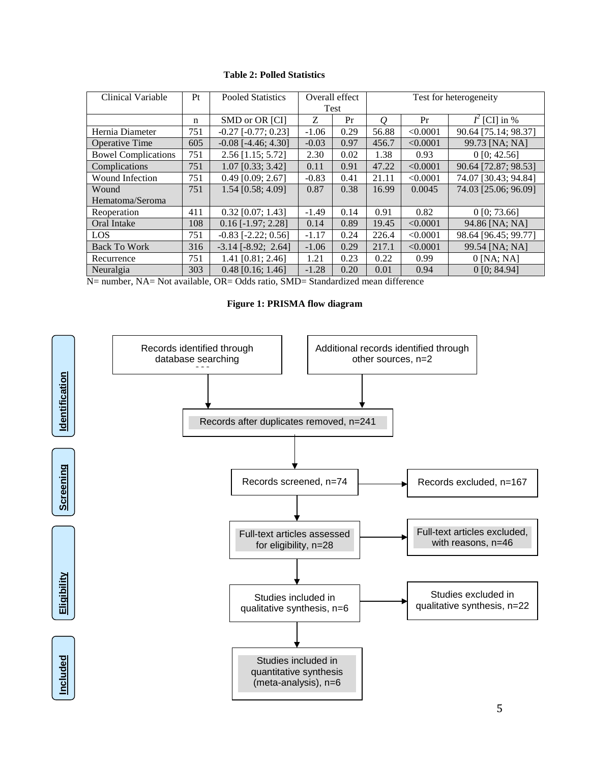**Table 2: Polled Statistics**

| Clinical Variable | Pt | Pooled Statistics | Overall effect Test | | Test for heterogeneity | | |
|---|---|---|---|---|---|---|---|
| | n | SMD or OR [CI] | Z | Pr | *Q* | Pr | $I^2$ [CI] in % |
| Hernia Diameter | 751 | -0.27 [-0.77; 0.23] | -1.06 | 0.29 | 56.88 | <0.0001 | 90.64 [75.14; 98.37] |
| Operative Time | 605 | -0.08 [-4.46; 4.30] | -0.03 | 0.97 | 456.7 | <0.0001 | 99.73 [NA; NA] |
| Bowel Complications | 751 | 2.56 [1.15; 5.72] | 2.30 | 0.02 | 1.38 | 0.93 | 0 [0; 42.56] |
| Complications | 751 | 1.07 [0.33; 3.42] | 0.11 | 0.91 | 47.22 | <0.0001 | 90.64 [72.87; 98.53] |
| Wound Infection | 751 | 0.49 [0.09; 2.67] | -0.83 | 0.41 | 21.11 | <0.0001 | 74.07 [30.43; 94.84] |
| Wound Hematoma/Seroma | 751 | 1.54 [0.58; 4.09] | 0.87 | 0.38 | 16.99 | 0.0045 | 74.03 [25.06; 96.09] |
| Reoperation | 411 | 0.32 [0.07; 1.43] | -1.49 | 0.14 | 0.91 | 0.82 | 0 [0; 73.66] |
| Oral Intake | 108 | 0.16 [-1.97; 2.28] | 0.14 | 0.89 | 19.45 | <0.0001 | 94.86 [NA; NA] |
| LOS | 751 | -0.83 [-2.22; 0.56] | -1.17 | 0.24 | 226.4 | <0.0001 | 98.64 [96.45; 99.77] |
| Back To Work | 316 | -3.14 [-8.92; 2.64] | -1.06 | 0.29 | 217.1 | <0.0001 | 99.54 [NA; NA] |
| Recurrence | 751 | 1.41 [0.81; 2.46] | 1.21 | 0.23 | 0.22 | 0.99 | 0 [NA; NA] |
| Neuralgia | 303 | 0.48 [0.16; 1.46] | -1.28 | 0.20 | 0.01 | 0.94 | 0 [0; 84.94] |

N= number, NA= Not available, OR= Odds ratio, SMD= Standardized mean difference

**Figure 1: PRISMA flow diagram**

**Identification**
- Records identified through database searching
- Additional records identified through other sources, n=2
- Records after duplicates removed, n=241

**Screening**
- Records screened, n=74
- Records excluded, n=167

**Eligibility**
- Full-text articles assessed for eligibility, n=28
- Full-text articles excluded, with reasons, n=46
- Studies included in qualitative synthesis, n=6
- Studies excluded in qualitative synthesis, n=22

**Included**
- Studies included in quantitative synthesis (meta-analysis), n=6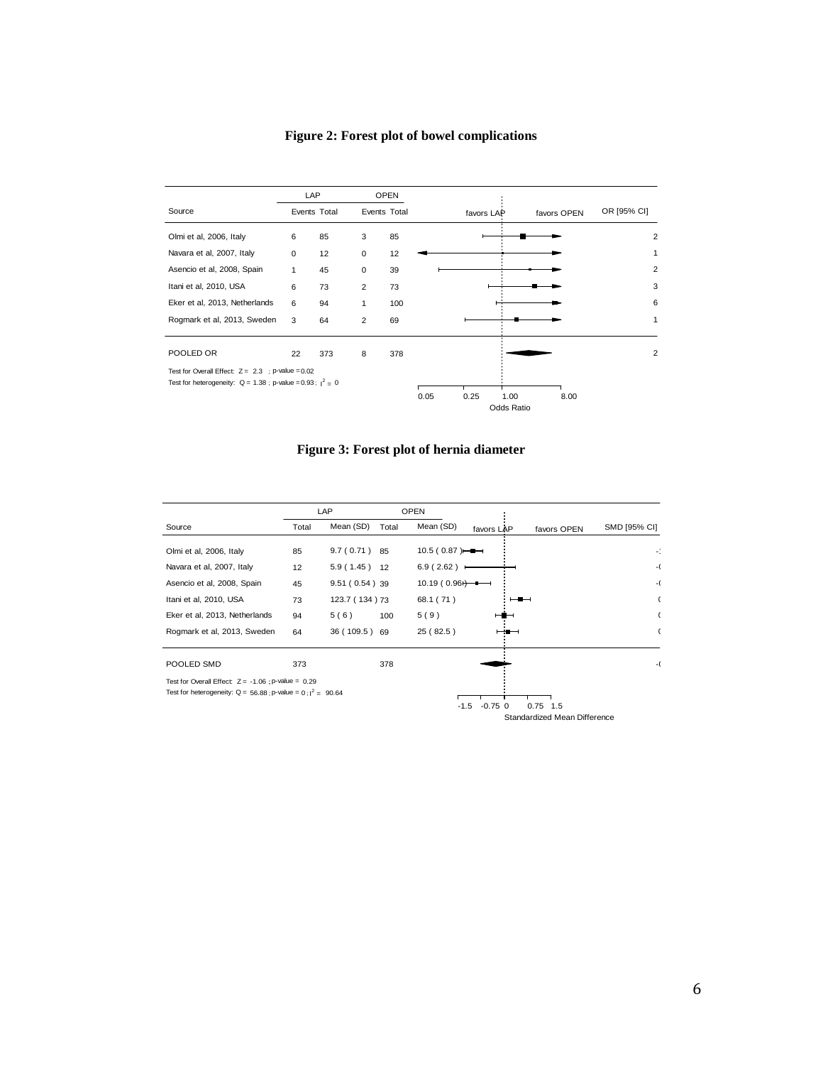**Figure 2: Forest plot of bowel complications**

| Source | LAP Events | LAP Total | OPEN Events | OPEN Total | OR [95% CI] |
|---|---|---|---|---|---|
| Olmi et al, 2006, Italy | 6 | 85 | 3 | 85 | 2 |
| Navara et al, 2007, Italy | 0 | 12 | 0 | 12 | 1 |
| Asencio et al, 2008, Spain | 1 | 45 | 0 | 39 | 2 |
| Itani et al, 2010, USA | 6 | 73 | 2 | 73 | 3 |
| Eker et al, 2013, Netherlands | 6 | 94 | 1 | 100 | 6 |
| Rogmark et al, 2013, Sweden | 3 | 64 | 2 | 69 | 1 |
| POOLED OR | 22 | 373 | 8 | 378 | 2 |

Test for Overall Effect: Z = 2.3 ; p-value = 0.02

Test for heterogeneity: Q = 1.38 ; p-value = 0.93 ; $I^2$ = 0

favors LAP | favors OPEN

Odds Ratio (axis: 0.05, 0.25, 1.00, 8.00)

**Figure 3: Forest plot of hernia diameter**

| Source | LAP Total | LAP Mean (SD) | OPEN Total | OPEN Mean (SD) | SMD [95% CI] |
|---|---|---|---|---|---|
| Olmi et al, 2006, Italy | 85 | 9.7 ( 0.71 ) | 85 | 10.5 ( 0.87 ) | -1 |
| Navara et al, 2007, Italy | 12 | 5.9 ( 1.45 ) | 12 | 6.9 ( 2.62 ) | -( |
| Asencio et al, 2008, Spain | 45 | 9.51 ( 0.54 ) | 39 | 10.19 ( 0.96 ) | -( |
| Itani et al, 2010, USA | 73 | 123.7 ( 134 ) | 73 | 68.1 ( 71 ) | ( |
| Eker et al, 2013, Netherlands | 94 | 5 ( 6 ) | 100 | 5 ( 9 ) | ( |
| Rogmark et al, 2013, Sweden | 64 | 36 ( 109.5 ) | 69 | 25 ( 82.5 ) | ( |
| POOLED SMD | 373 | | 378 | | -( |

Test for Overall Effect: Z = -1.06 ; p-value = 0.29

Test for heterogeneity: Q = 56.88 ; p-value = 0 ; $I^2$ = 90.64

favors LAP | favors OPEN

Standardized Mean Difference (axis: -1.5, -0.75, 0, 0.75, 1.5)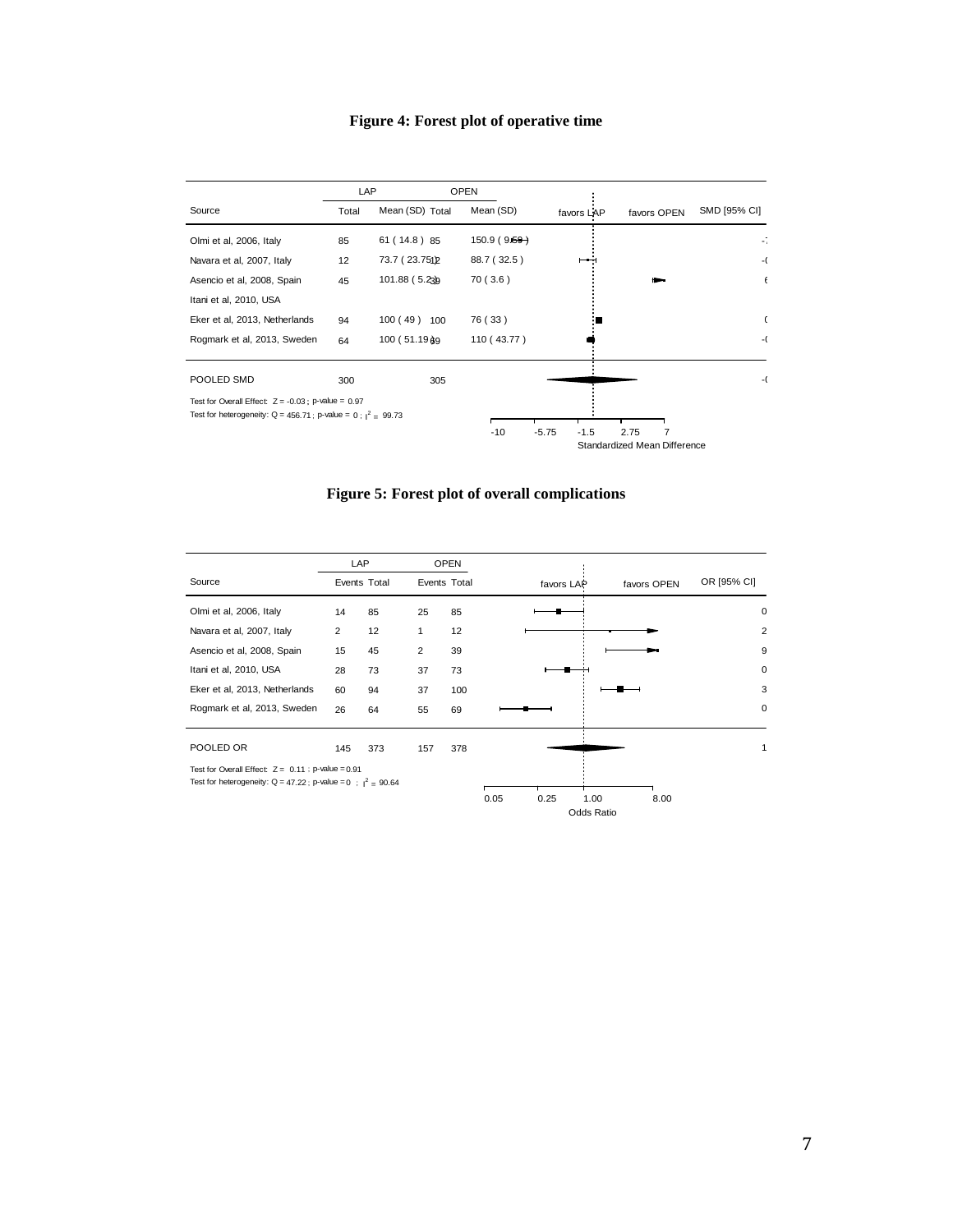**Figure 4: Forest plot of operative time**

| Source | LAP Total | LAP Mean (SD) | OPEN Total | OPEN Mean (SD) | SMD [95% CI] |
|---|---|---|---|---|---|
| Olmi et al, 2006, Italy | 85 | 61 ( 14.8 ) | 85 | 150.9 ( 9.69 ) | - |
| Navara et al, 2007, Italy | 12 | 73.7 ( 23.75 ) | 12 | 88.7 ( 32.5 ) | - |
| Asencio et al, 2008, Spain | 45 | 101.88 ( 5.23 ) | 39 | 70 ( 3.6 ) | |
| Itani et al, 2010, USA | | | | | |
| Eker et al, 2013, Netherlands | 94 | 100 ( 49 ) | 100 | 76 ( 33 ) | |
| Rogmark et al, 2013, Sweden | 64 | 100 ( 51.19 ) | 69 | 110 ( 43.77 ) | - |
| POOLED SMD | 300 | | 305 | | - |

Test for Overall Effect: Z = -0.03 ; p-value = 0.97
Test for heterogeneity: Q = 456.71 ; p-value = 0 ; $I^2$ = 99.73

Standardized Mean Difference (axis: -10, -5.75, -1.5, 2.75, 7; favors LAP / favors OPEN)

**Figure 5: Forest plot of overall complications**

| Source | LAP Events | LAP Total | OPEN Events | OPEN Total | OR [95% CI] |
|---|---|---|---|---|---|
| Olmi et al, 2006, Italy | 14 | 85 | 25 | 85 | 0 |
| Navara et al, 2007, Italy | 2 | 12 | 1 | 12 | 2 |
| Asencio et al, 2008, Spain | 15 | 45 | 2 | 39 | 9 |
| Itani et al, 2010, USA | 28 | 73 | 37 | 73 | 0 |
| Eker et al, 2013, Netherlands | 60 | 94 | 37 | 100 | 3 |
| Rogmark et al, 2013, Sweden | 26 | 64 | 55 | 69 | 0 |
| POOLED OR | 145 | 373 | 157 | 378 | 1 |

Test for Overall Effect: Z = 0.11 ; p-value = 0.91
Test for heterogeneity: Q = 47.22 ; p-value = 0 ; $I^2$ = 90.64

Odds Ratio (axis: 0.05, 0.25, 1.00, 8.00; favors LAP / favors OPEN)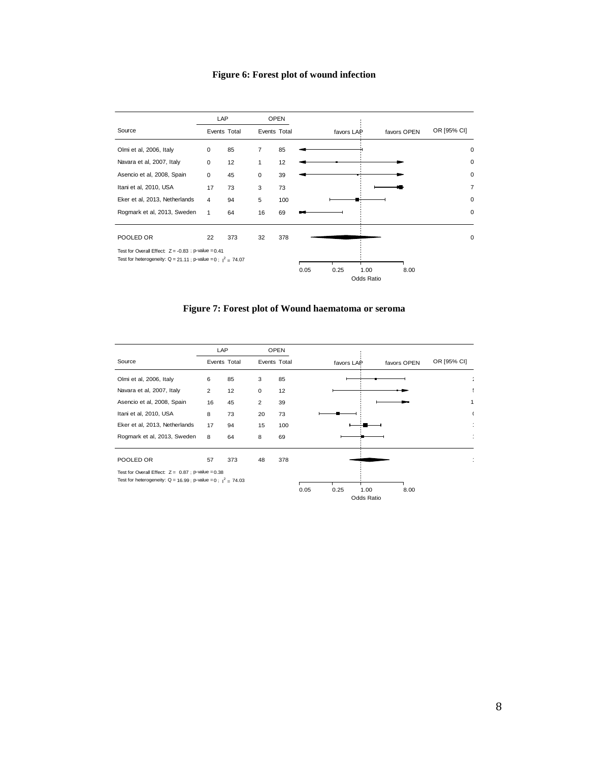**Figure 6: Forest plot of wound infection**

| Source | LAP Events | LAP Total | OPEN Events | OPEN Total | OR [95% CI] |
|---|---|---|---|---|---|
| Olmi et al, 2006, Italy | 0 | 85 | 7 | 85 | 0 |
| Navara et al, 2007, Italy | 0 | 12 | 1 | 12 | 0 |
| Asencio et al, 2008, Spain | 0 | 45 | 0 | 39 | 0 |
| Itani et al, 2010, USA | 17 | 73 | 3 | 73 | 7 |
| Eker et al, 2013, Netherlands | 4 | 94 | 5 | 100 | 0 |
| Rogmark et al, 2013, Sweden | 1 | 64 | 16 | 69 | 0 |
| POOLED OR | 22 | 373 | 32 | 378 | 0 |

Test for Overall Effect: Z = -0.83 ; p-value = 0.41

Test for heterogeneity: Q = 21.11 ; p-value = 0 ; $I^2$ = 74.07

favors LAP | favors OPEN

Odds Ratio: 0.05, 0.25, 1.00, 8.00

**Figure 7: Forest plot of Wound haematoma or seroma**

| Source | LAP Events | LAP Total | OPEN Events | OPEN Total | OR [95% CI] |
|---|---|---|---|---|---|
| Olmi et al, 2006, Italy | 6 | 85 | 3 | 85 | 2 |
| Navara et al, 2007, Italy | 2 | 12 | 0 | 12 | 5 |
| Asencio et al, 2008, Spain | 16 | 45 | 2 | 39 | 1 |
| Itani et al, 2010, USA | 8 | 73 | 20 | 73 | 0 |
| Eker et al, 2013, Netherlands | 17 | 94 | 15 | 100 | 1 |
| Rogmark et al, 2013, Sweden | 8 | 64 | 8 | 69 | 1 |
| POOLED OR | 57 | 373 | 48 | 378 | 1 |

Test for Overall Effect: Z = 0.87 ; p-value = 0.38

Test for heterogeneity: Q = 16.99 ; p-value = 0 ; $I^2$ = 74.03

favors LAP | favors OPEN

Odds Ratio: 0.05, 0.25, 1.00, 8.00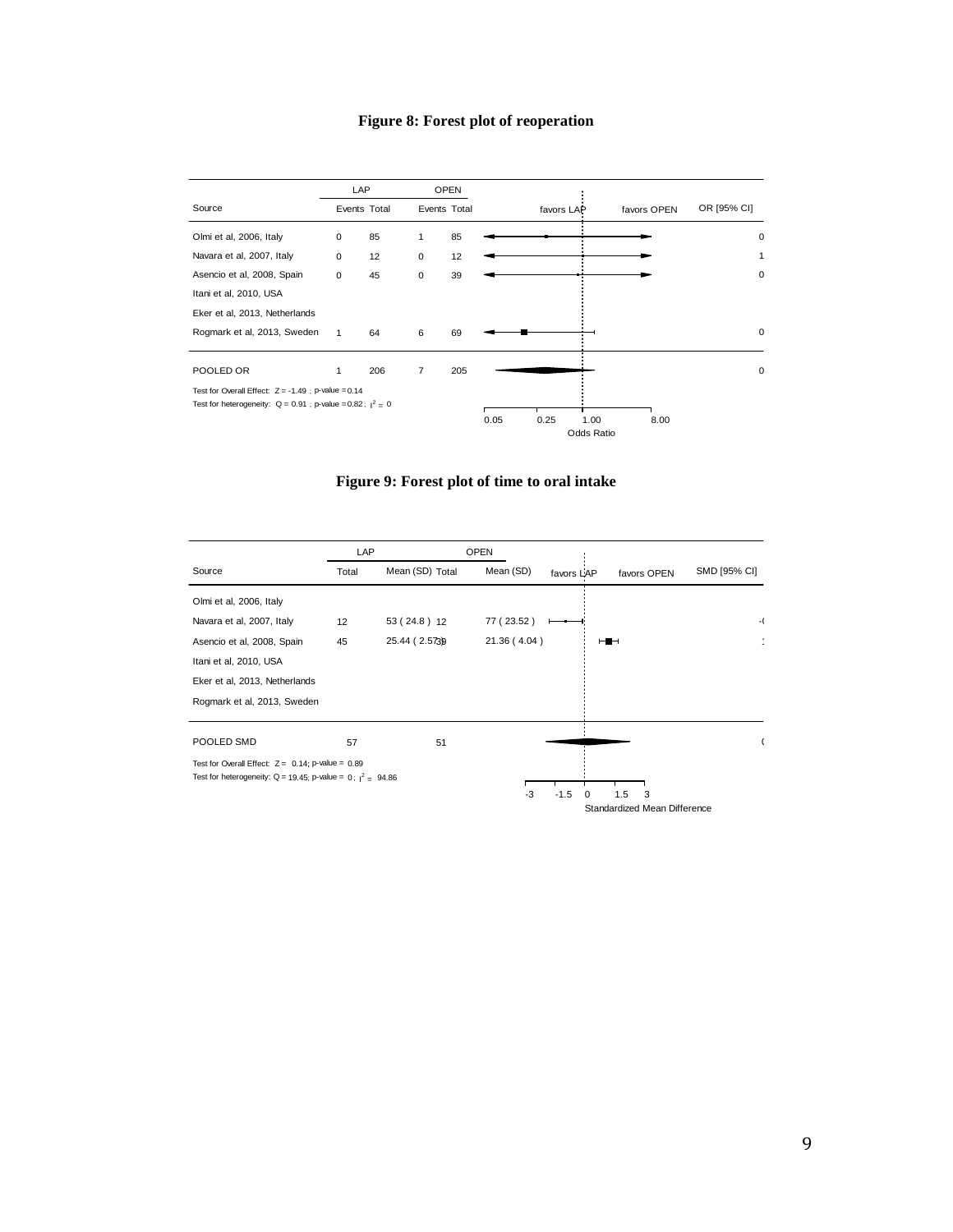**Figure 8: Forest plot of reoperation**

| Source | LAP Events | LAP Total | OPEN Events | OPEN Total | OR [95% CI] |
|---|---|---|---|---|---|
| Olmi et al, 2006, Italy | 0 | 85 | 1 | 85 | 0 |
| Navara et al, 2007, Italy | 0 | 12 | 0 | 12 | 1 |
| Asencio et al, 2008, Spain | 0 | 45 | 0 | 39 | 0 |
| Itani et al, 2010, USA | | | | | |
| Eker et al, 2013, Netherlands | | | | | |
| Rogmark et al, 2013, Sweden | 1 | 64 | 6 | 69 | 0 |
| POOLED OR | 1 | 206 | 7 | 205 | 0 |

Test for Overall Effect: Z = -1.49 ; p-value = 0.14

Test for heterogeneity: Q = 0.91 ; p-value = 0.82 ; $I^2$ = 0

favors LAP | favors OPEN

Odds Ratio: 0.05, 0.25, 1.00, 8.00

**Figure 9: Forest plot of time to oral intake**

| Source | LAP Total | LAP Mean (SD) | OPEN Total | OPEN Mean (SD) | SMD [95% CI] |
|---|---|---|---|---|---|
| Olmi et al, 2006, Italy | | | | | |
| Navara et al, 2007, Italy | 12 | 53 ( 24.8 ) | 12 | 77 ( 23.52 ) | -( |
| Asencio et al, 2008, Spain | 45 | 25.44 ( 2.57 ) | 39 | 21.36 ( 4.04 ) | 1 |
| Itani et al, 2010, USA | | | | | |
| Eker et al, 2013, Netherlands | | | | | |
| Rogmark et al, 2013, Sweden | | | | | |
| POOLED SMD | 57 | | 51 | | ( |

Test for Overall Effect: Z = 0.14; p-value = 0.89

Test for heterogeneity: Q = 19.45; p-value = 0 ; $I^2$ = 94.86

favors LAP | favors OPEN

Standardized Mean Difference: -3, -1.5, 0, 1.5, 3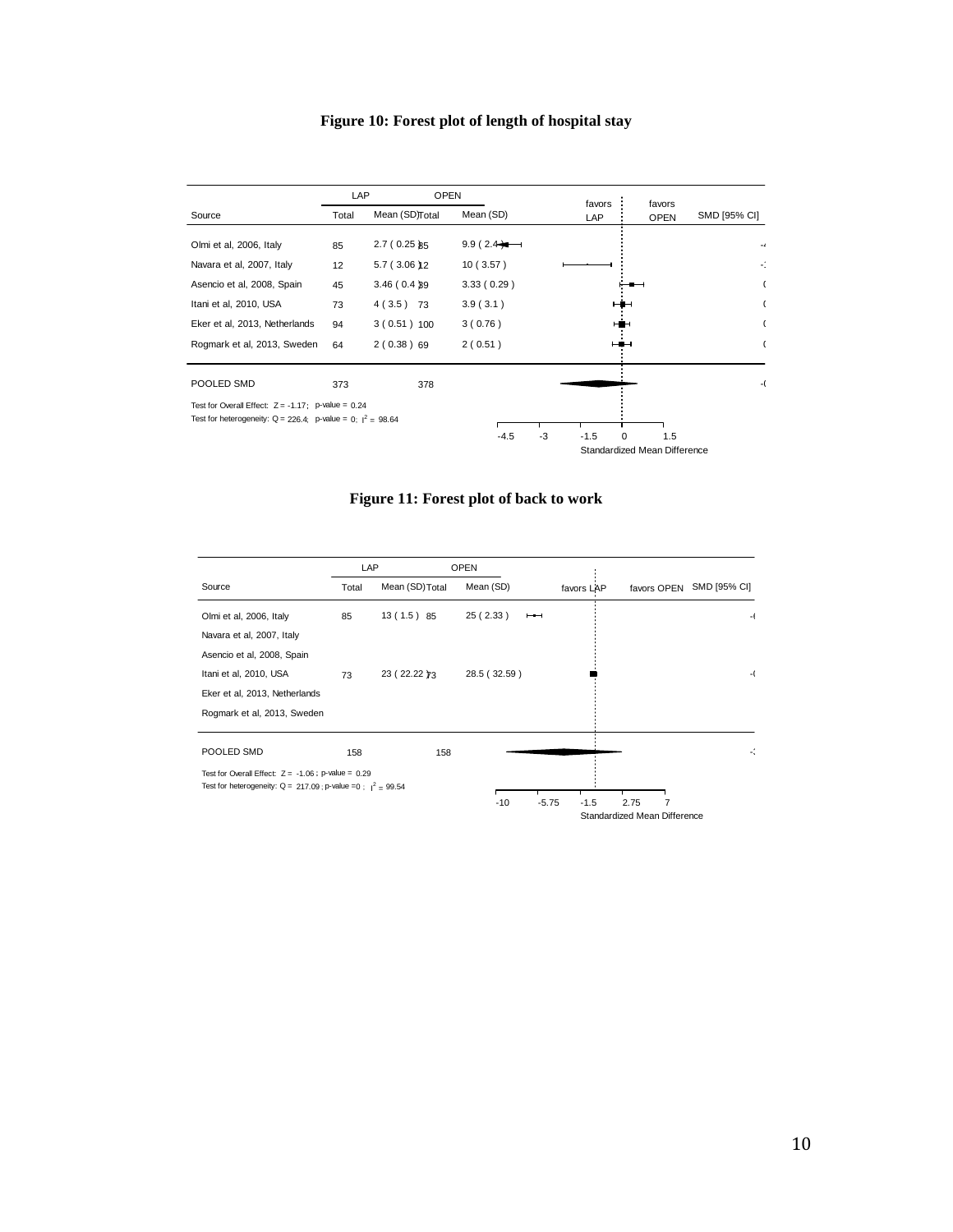**Figure 10: Forest plot of length of hospital stay**

| Source | LAP Total | LAP Mean (SD) | OPEN Total | OPEN Mean (SD) |
|---|---|---|---|---|
| Olmi et al, 2006, Italy | 85 | 2.7 ( 0.25 ) | 85 | 9.9 ( 2.4 ) |
| Navara et al, 2007, Italy | 12 | 5.7 ( 3.06 ) | 12 | 10 ( 3.57 ) |
| Asencio et al, 2008, Spain | 45 | 3.46 ( 0.4 ) | 39 | 3.33 ( 0.29 ) |
| Itani et al, 2010, USA | 73 | 4 ( 3.5 ) | 73 | 3.9 ( 3.1 ) |
| Eker et al, 2013, Netherlands | 94 | 3 ( 0.51 ) | 100 | 3 ( 0.76 ) |
| Rogmark et al, 2013, Sweden | 64 | 2 ( 0.38 ) | 69 | 2 ( 0.51 ) |
| POOLED SMD | 373 | | 378 | |

Test for Overall Effect: Z = -1.17; p-value = 0.24

Test for heterogeneity: Q = 226.4; p-value = 0; $I^2$ = 98.64

favors LAP | favors OPEN | SMD [95% CI]

-4.5 -3 -1.5 0 1.5

Standardized Mean Difference

**Figure 11: Forest plot of back to work**

| Source | LAP Total | LAP Mean (SD) | OPEN Total | OPEN Mean (SD) |
|---|---|---|---|---|
| Olmi et al, 2006, Italy | 85 | 13 ( 1.5 ) | 85 | 25 ( 2.33 ) |
| Navara et al, 2007, Italy | | | | |
| Asencio et al, 2008, Spain | | | | |
| Itani et al, 2010, USA | 73 | 23 ( 22.22 ) | 73 | 28.5 ( 32.59 ) |
| Eker et al, 2013, Netherlands | | | | |
| Rogmark et al, 2013, Sweden | | | | |
| POOLED SMD | 158 | | 158 | |

Test for Overall Effect: Z = -1.06 ; p-value = 0.29

Test for heterogeneity: Q = 217.09 ; p-value =0 ; $I^2$ = 99.54

favors LAP | favors OPEN | SMD [95% CI]

-10 -5.75 -1.5 2.75 7

Standardized Mean Difference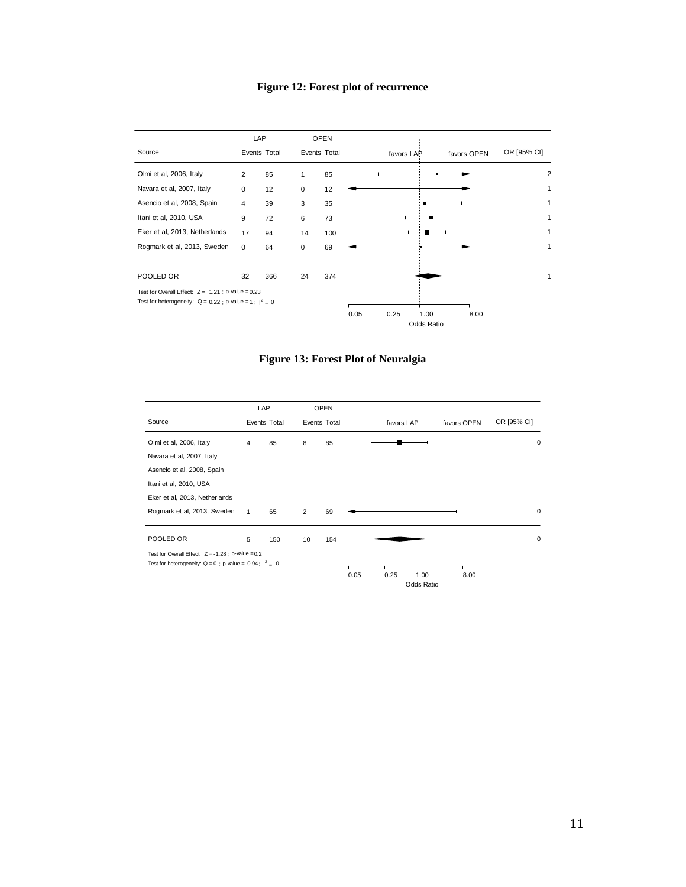**Figure 12: Forest plot of recurrence**

| Source | LAP Events | LAP Total | OPEN Events | OPEN Total | OR [95% CI] |
|---|---|---|---|---|---|
| Olmi et al, 2006, Italy | 2 | 85 | 1 | 85 | 2 |
| Navara et al, 2007, Italy | 0 | 12 | 0 | 12 | 1 |
| Asencio et al, 2008, Spain | 4 | 39 | 3 | 35 | 1 |
| Itani et al, 2010, USA | 9 | 72 | 6 | 73 | 1 |
| Eker et al, 2013, Netherlands | 17 | 94 | 14 | 100 | 1 |
| Rogmark et al, 2013, Sweden | 0 | 64 | 0 | 69 | 1 |
| POOLED OR | 32 | 366 | 24 | 374 | 1 |

Test for Overall Effect: $Z = 1.21$ ; p-value = 0.23

Test for heterogeneity: $Q = 0.22$ ; p-value = 1 ; $I^2 = 0$

favors LAP | favors OPEN — Odds Ratio axis: 0.05, 0.25, 1.00, 8.00

**Figure 13: Forest Plot of Neuralgia**

| Source | LAP Events | LAP Total | OPEN Events | OPEN Total | OR [95% CI] |
|---|---|---|---|---|---|
| Olmi et al, 2006, Italy | 4 | 85 | 8 | 85 | 0 |
| Navara et al, 2007, Italy | | | | | |
| Asencio et al, 2008, Spain | | | | | |
| Itani et al, 2010, USA | | | | | |
| Eker et al, 2013, Netherlands | | | | | |
| Rogmark et al, 2013, Sweden | 1 | 65 | 2 | 69 | 0 |
| POOLED OR | 5 | 150 | 10 | 154 | 0 |

Test for Overall Effect: $Z = -1.28$ ; p-value = 0.2

Test for heterogeneity: $Q = 0$ ; p-value = 0.94 ; $I^2 = 0$

favors LAP | favors OPEN — Odds Ratio axis: 0.05, 0.25, 1.00, 8.00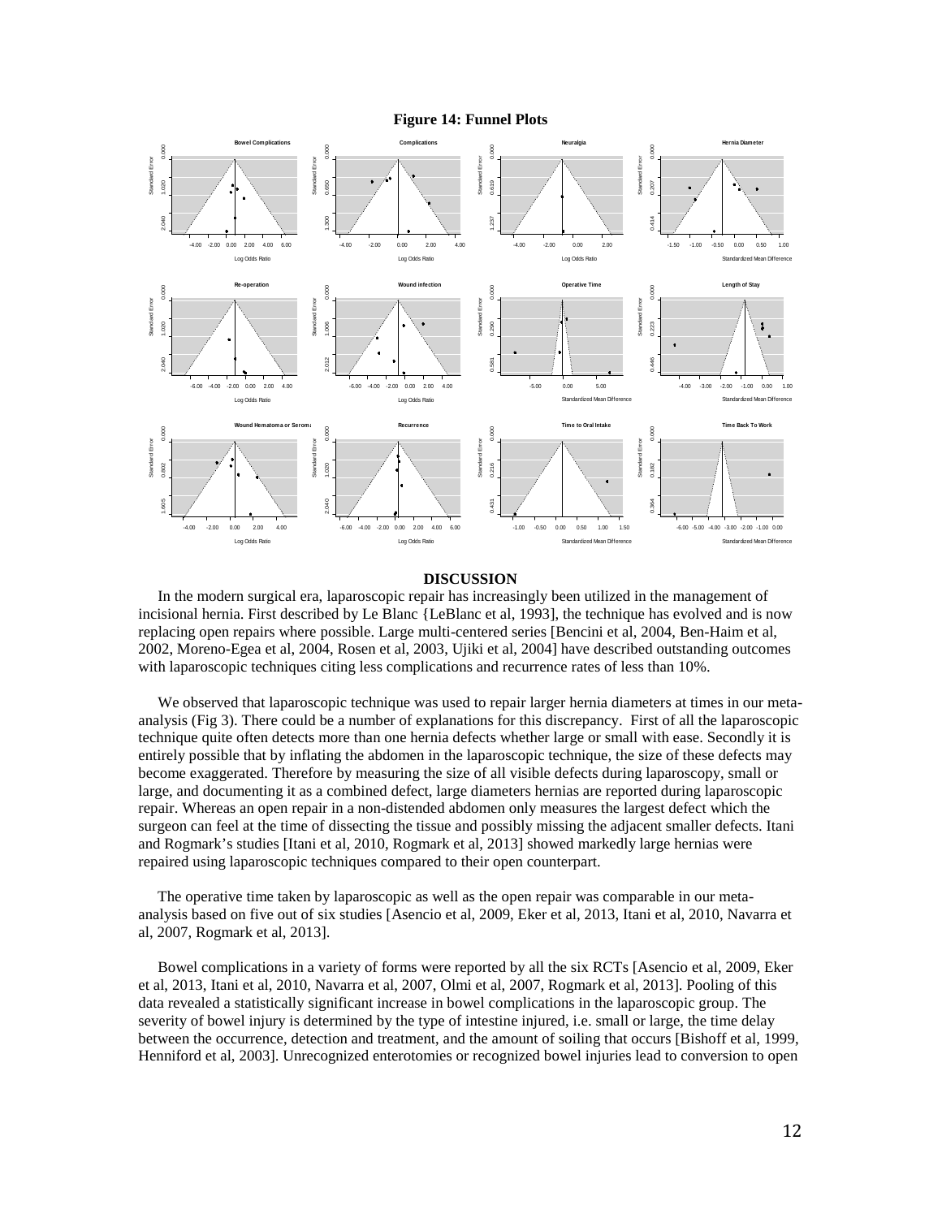**Figure 14: Funnel Plots**

## DISCUSSION

In the modern surgical era, laparoscopic repair has increasingly been utilized in the management of incisional hernia. First described by Le Blanc {LeBlanc et al, 1993], the technique has evolved and is now replacing open repairs where possible. Large multi-centered series [Bencini et al, 2004, Ben-Haim et al, 2002, Moreno-Egea et al, 2004, Rosen et al, 2003, Ujiki et al, 2004] have described outstanding outcomes with laparoscopic techniques citing less complications and recurrence rates of less than 10%.

We observed that laparoscopic technique was used to repair larger hernia diameters at times in our meta-analysis (Fig 3). There could be a number of explanations for this discrepancy. First of all the laparoscopic technique quite often detects more than one hernia defects whether large or small with ease. Secondly it is entirely possible that by inflating the abdomen in the laparoscopic technique, the size of these defects may become exaggerated. Therefore by measuring the size of all visible defects during laparoscopy, small or large, and documenting it as a combined defect, large diameters hernias are reported during laparoscopic repair. Whereas an open repair in a non-distended abdomen only measures the largest defect which the surgeon can feel at the time of dissecting the tissue and possibly missing the adjacent smaller defects. Itani and Rogmark's studies [Itani et al, 2010, Rogmark et al, 2013] showed markedly large hernias were repaired using laparoscopic techniques compared to their open counterpart.

The operative time taken by laparoscopic as well as the open repair was comparable in our meta-analysis based on five out of six studies [Asencio et al, 2009, Eker et al, 2013, Itani et al, 2010, Navarra et al, 2007, Rogmark et al, 2013].

Bowel complications in a variety of forms were reported by all the six RCTs [Asencio et al, 2009, Eker et al, 2013, Itani et al, 2010, Navarra et al, 2007, Olmi et al, 2007, Rogmark et al, 2013]. Pooling of this data revealed a statistically significant increase in bowel complications in the laparoscopic group. The severity of bowel injury is determined by the type of intestine injured, i.e. small or large, the time delay between the occurrence, detection and treatment, and the amount of soiling that occurs [Bishoff et al, 1999, Henniford et al, 2003]. Unrecognized enterotomies or recognized bowel injuries lead to conversion to open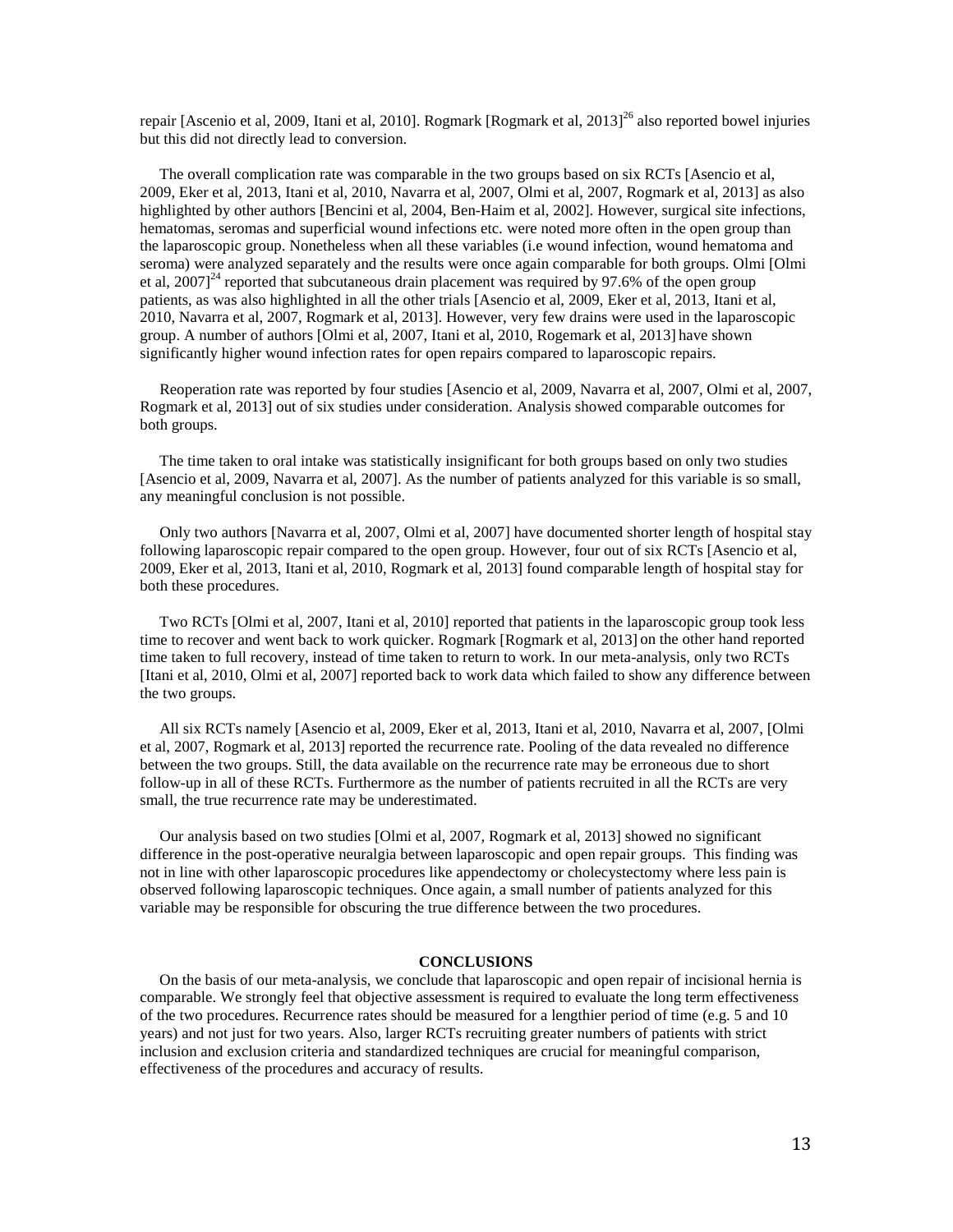repair [Ascenio et al, 2009, Itani et al, 2010]. Rogmark [Rogmark et al, 2013][26] also reported bowel injuries but this did not directly lead to conversion.

The overall complication rate was comparable in the two groups based on six RCTs [Asencio et al, 2009, Eker et al, 2013, Itani et al, 2010, Navarra et al, 2007, Olmi et al, 2007, Rogmark et al, 2013] as also highlighted by other authors [Bencini et al, 2004, Ben-Haim et al, 2002]. However, surgical site infections, hematomas, seromas and superficial wound infections etc. were noted more often in the open group than the laparoscopic group. Nonetheless when all these variables (i.e wound infection, wound hematoma and seroma) were analyzed separately and the results were once again comparable for both groups. Olmi [Olmi et al, 2007][24] reported that subcutaneous drain placement was required by 97.6% of the open group patients, as was also highlighted in all the other trials [Asencio et al, 2009, Eker et al, 2013, Itani et al, 2010, Navarra et al, 2007, Rogmark et al, 2013]. However, very few drains were used in the laparoscopic group. A number of authors [Olmi et al, 2007, Itani et al, 2010, Rogemark et al, 2013] have shown significantly higher wound infection rates for open repairs compared to laparoscopic repairs.

Reoperation rate was reported by four studies [Asencio et al, 2009, Navarra et al, 2007, Olmi et al, 2007, Rogmark et al, 2013] out of six studies under consideration. Analysis showed comparable outcomes for both groups.

The time taken to oral intake was statistically insignificant for both groups based on only two studies [Asencio et al, 2009, Navarra et al, 2007]. As the number of patients analyzed for this variable is so small, any meaningful conclusion is not possible.

Only two authors [Navarra et al, 2007, Olmi et al, 2007] have documented shorter length of hospital stay following laparoscopic repair compared to the open group. However, four out of six RCTs [Asencio et al, 2009, Eker et al, 2013, Itani et al, 2010, Rogmark et al, 2013] found comparable length of hospital stay for both these procedures.

Two RCTs [Olmi et al, 2007, Itani et al, 2010] reported that patients in the laparoscopic group took less time to recover and went back to work quicker. Rogmark [Rogmark et al, 2013] on the other hand reported time taken to full recovery, instead of time taken to return to work. In our meta-analysis, only two RCTs [Itani et al, 2010, Olmi et al, 2007] reported back to work data which failed to show any difference between the two groups.

All six RCTs namely [Asencio et al, 2009, Eker et al, 2013, Itani et al, 2010, Navarra et al, 2007, [Olmi et al, 2007, Rogmark et al, 2013] reported the recurrence rate. Pooling of the data revealed no difference between the two groups. Still, the data available on the recurrence rate may be erroneous due to short follow-up in all of these RCTs. Furthermore as the number of patients recruited in all the RCTs are very small, the true recurrence rate may be underestimated.

Our analysis based on two studies [Olmi et al, 2007, Rogmark et al, 2013] showed no significant difference in the post-operative neuralgia between laparoscopic and open repair groups. This finding was not in line with other laparoscopic procedures like appendectomy or cholecystectomy where less pain is observed following laparoscopic techniques. Once again, a small number of patients analyzed for this variable may be responsible for obscuring the true difference between the two procedures.

## CONCLUSIONS

On the basis of our meta-analysis, we conclude that laparoscopic and open repair of incisional hernia is comparable. We strongly feel that objective assessment is required to evaluate the long term effectiveness of the two procedures. Recurrence rates should be measured for a lengthier period of time (e.g. 5 and 10 years) and not just for two years. Also, larger RCTs recruiting greater numbers of patients with strict inclusion and exclusion criteria and standardized techniques are crucial for meaningful comparison, effectiveness of the procedures and accuracy of results.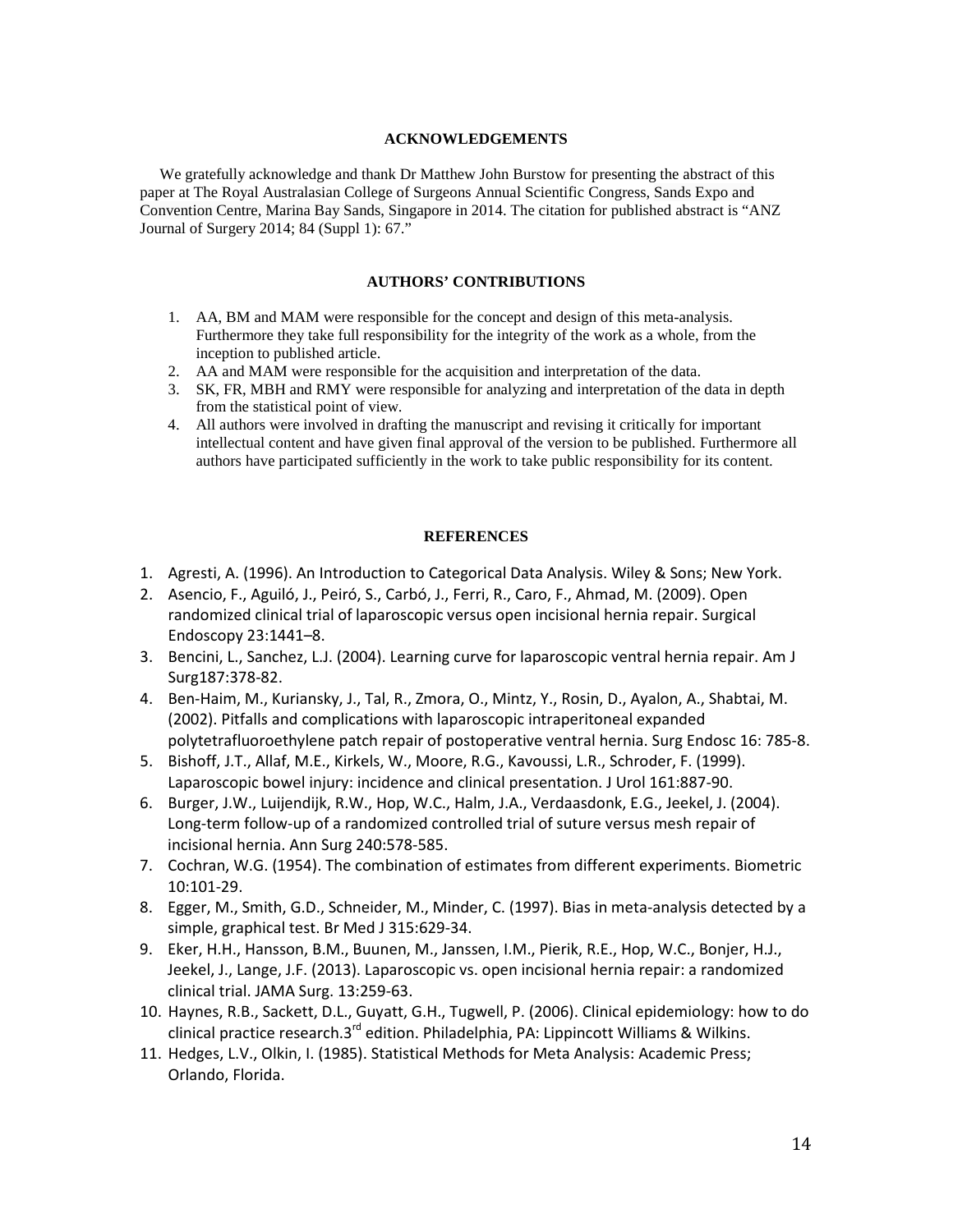## ACKNOWLEDGEMENTS

We gratefully acknowledge and thank Dr Matthew John Burstow for presenting the abstract of this paper at The Royal Australasian College of Surgeons Annual Scientific Congress, Sands Expo and Convention Centre, Marina Bay Sands, Singapore in 2014. The citation for published abstract is "ANZ Journal of Surgery 2014; 84 (Suppl 1): 67."

## AUTHORS' CONTRIBUTIONS

1. AA, BM and MAM were responsible for the concept and design of this meta-analysis. Furthermore they take full responsibility for the integrity of the work as a whole, from the inception to published article.
2. AA and MAM were responsible for the acquisition and interpretation of the data.
3. SK, FR, MBH and RMY were responsible for analyzing and interpretation of the data in depth from the statistical point of view.
4. All authors were involved in drafting the manuscript and revising it critically for important intellectual content and have given final approval of the version to be published. Furthermore all authors have participated sufficiently in the work to take public responsibility for its content.

## REFERENCES

1. Agresti, A. (1996). An Introduction to Categorical Data Analysis. Wiley & Sons; New York.
2. Asencio, F., Aguiló, J., Peiró, S., Carbó, J., Ferri, R., Caro, F., Ahmad, M. (2009). Open randomized clinical trial of laparoscopic versus open incisional hernia repair. Surgical Endoscopy 23:1441–8.
3. Bencini, L., Sanchez, L.J. (2004). Learning curve for laparoscopic ventral hernia repair. Am J Surg187:378-82.
4. Ben-Haim, M., Kuriansky, J., Tal, R., Zmora, O., Mintz, Y., Rosin, D., Ayalon, A., Shabtai, M. (2002). Pitfalls and complications with laparoscopic intraperitoneal expanded polytetrafluoroethylene patch repair of postoperative ventral hernia. Surg Endosc 16: 785-8.
5. Bishoff, J.T., Allaf, M.E., Kirkels, W., Moore, R.G., Kavoussi, L.R., Schroder, F. (1999). Laparoscopic bowel injury: incidence and clinical presentation. J Urol 161:887-90.
6. Burger, J.W., Luijendijk, R.W., Hop, W.C., Halm, J.A., Verdaasdonk, E.G., Jeekel, J. (2004). Long-term follow-up of a randomized controlled trial of suture versus mesh repair of incisional hernia. Ann Surg 240:578-585.
7. Cochran, W.G. (1954). The combination of estimates from different experiments. Biometric 10:101-29.
8. Egger, M., Smith, G.D., Schneider, M., Minder, C. (1997). Bias in meta-analysis detected by a simple, graphical test. Br Med J 315:629-34.
9. Eker, H.H., Hansson, B.M., Buunen, M., Janssen, I.M., Pierik, R.E., Hop, W.C., Bonjer, H.J., Jeekel, J., Lange, J.F. (2013). Laparoscopic vs. open incisional hernia repair: a randomized clinical trial. JAMA Surg. 13:259-63.
10. Haynes, R.B., Sackett, D.L., Guyatt, G.H., Tugwell, P. (2006). Clinical epidemiology: how to do clinical practice research.3rd edition. Philadelphia, PA: Lippincott Williams & Wilkins.
11. Hedges, L.V., Olkin, I. (1985). Statistical Methods for Meta Analysis: Academic Press; Orlando, Florida.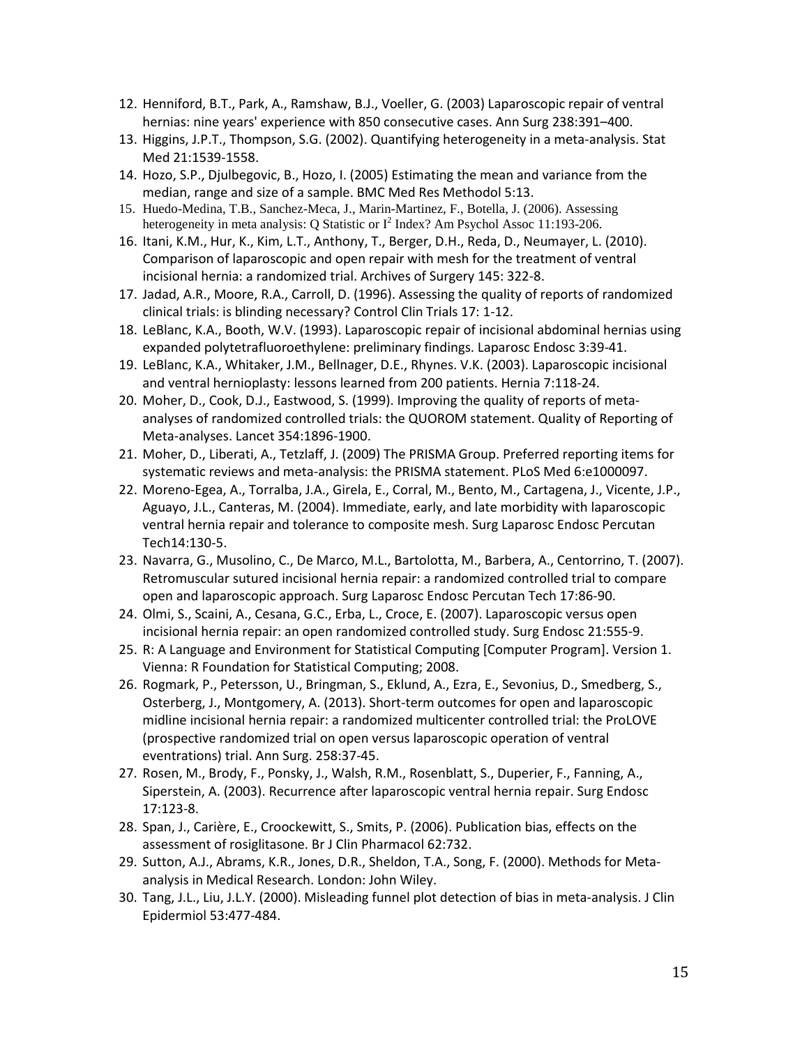12. Henniford, B.T., Park, A., Ramshaw, B.J., Voeller, G. (2003) Laparoscopic repair of ventral hernias: nine years' experience with 850 consecutive cases. Ann Surg 238:391–400.
13. Higgins, J.P.T., Thompson, S.G. (2002). Quantifying heterogeneity in a meta-analysis. Stat Med 21:1539-1558.
14. Hozo, S.P., Djulbegovic, B., Hozo, I. (2005) Estimating the mean and variance from the median, range and size of a sample. BMC Med Res Methodol 5:13.
15. Huedo-Medina, T.B., Sanchez-Meca, J., Marin-Martinez, F., Botella, J. (2006). Assessing heterogeneity in meta analysis: Q Statistic or $I^2$ Index? Am Psychol Assoc 11:193-206.
16. Itani, K.M., Hur, K., Kim, L.T., Anthony, T., Berger, D.H., Reda, D., Neumayer, L. (2010). Comparison of laparoscopic and open repair with mesh for the treatment of ventral incisional hernia: a randomized trial. Archives of Surgery 145: 322-8.
17. Jadad, A.R., Moore, R.A., Carroll, D. (1996). Assessing the quality of reports of randomized clinical trials: is blinding necessary? Control Clin Trials 17: 1-12.
18. LeBlanc, K.A., Booth, W.V. (1993). Laparoscopic repair of incisional abdominal hernias using expanded polytetrafluoroethylene: preliminary findings. Laparosc Endosc 3:39-41.
19. LeBlanc, K.A., Whitaker, J.M., Bellnager, D.E., Rhynes. V.K. (2003). Laparoscopic incisional and ventral hernioplasty: lessons learned from 200 patients. Hernia 7:118-24.
20. Moher, D., Cook, D.J., Eastwood, S. (1999). Improving the quality of reports of meta-analyses of randomized controlled trials: the QUOROM statement. Quality of Reporting of Meta-analyses. Lancet 354:1896-1900.
21. Moher, D., Liberati, A., Tetzlaff, J. (2009) The PRISMA Group. Preferred reporting items for systematic reviews and meta-analysis: the PRISMA statement. PLoS Med 6:e1000097.
22. Moreno-Egea, A., Torralba, J.A., Girela, E., Corral, M., Bento, M., Cartagena, J., Vicente, J.P., Aguayo, J.L., Canteras, M. (2004). Immediate, early, and late morbidity with laparoscopic ventral hernia repair and tolerance to composite mesh. Surg Laparosc Endosc Percutan Tech14:130-5.
23. Navarra, G., Musolino, C., De Marco, M.L., Bartolotta, M., Barbera, A., Centorrino, T. (2007). Retromuscular sutured incisional hernia repair: a randomized controlled trial to compare open and laparoscopic approach. Surg Laparosc Endosc Percutan Tech 17:86-90.
24. Olmi, S., Scaini, A., Cesana, G.C., Erba, L., Croce, E. (2007). Laparoscopic versus open incisional hernia repair: an open randomized controlled study. Surg Endosc 21:555-9.
25. R: A Language and Environment for Statistical Computing [Computer Program]. Version 1. Vienna: R Foundation for Statistical Computing; 2008.
26. Rogmark, P., Petersson, U., Bringman, S., Eklund, A., Ezra, E., Sevonius, D., Smedberg, S., Osterberg, J., Montgomery, A. (2013). Short-term outcomes for open and laparoscopic midline incisional hernia repair: a randomized multicenter controlled trial: the ProLOVE (prospective randomized trial on open versus laparoscopic operation of ventral eventrations) trial. Ann Surg. 258:37-45.
27. Rosen, M., Brody, F., Ponsky, J., Walsh, R.M., Rosenblatt, S., Duperier, F., Fanning, A., Siperstein, A. (2003). Recurrence after laparoscopic ventral hernia repair. Surg Endosc 17:123-8.
28. Span, J., Carière, E., Croockewitt, S., Smits, P. (2006). Publication bias, effects on the assessment of rosiglitasone. Br J Clin Pharmacol 62:732.
29. Sutton, A.J., Abrams, K.R., Jones, D.R., Sheldon, T.A., Song, F. (2000). Methods for Meta-analysis in Medical Research. London: John Wiley.
30. Tang, J.L., Liu, J.L.Y. (2000). Misleading funnel plot detection of bias in meta-analysis. J Clin Epidermiol 53:477-484.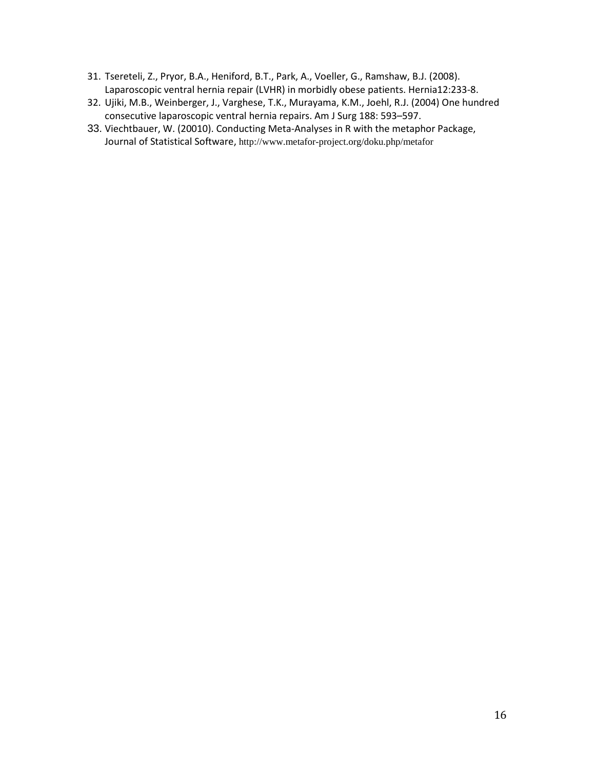31. Tsereteli, Z., Pryor, B.A., Heniford, B.T., Park, A., Voeller, G., Ramshaw, B.J. (2008). Laparoscopic ventral hernia repair (LVHR) in morbidly obese patients. Hernia12:233-8.
32. Ujiki, M.B., Weinberger, J., Varghese, T.K., Murayama, K.M., Joehl, R.J. (2004) One hundred consecutive laparoscopic ventral hernia repairs. Am J Surg 188: 593–597.
33. Viechtbauer, W. (20010). Conducting Meta-Analyses in R with the metaphor Package, Journal of Statistical Software, http://www.metafor-project.org/doku.php/metafor